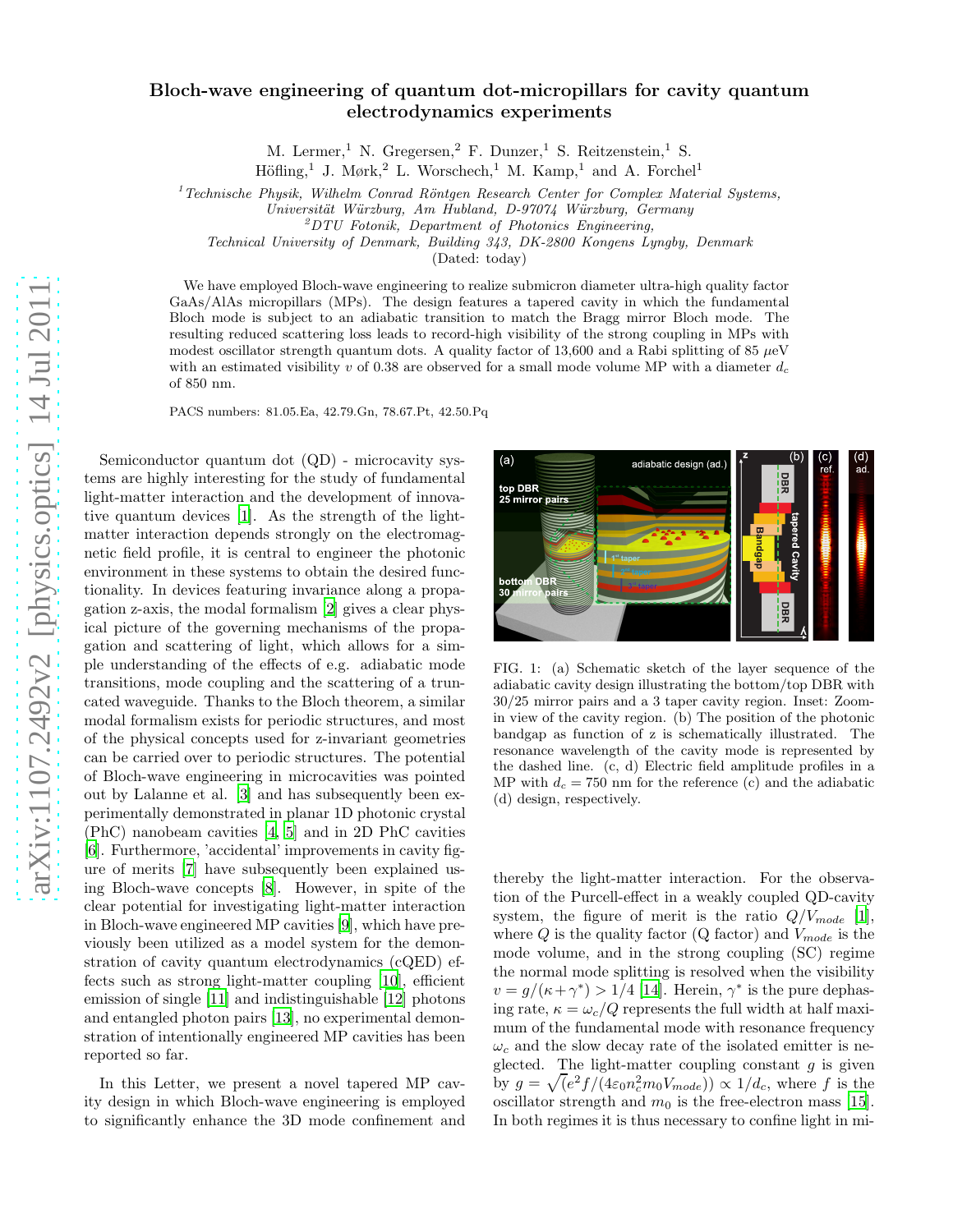# Bloch-wave engineering of quantum dot-micropillars for cavity quantum electrodynamics experiments

M. Lermer,[1] N. Gregersen,[2] F. Dunzer,[1] S. Reitzenstein,[1] S. Höfling,[1] J. Mørk,[2] L. Worschech,[1] M. Kamp,[1] and A. Forchel[1]

[1] *Technische Physik, Wilhelm Conrad Röntgen Research Center for Complex Material Systems, Universität Würzburg, Am Hubland, D-97074 Würzburg, Germany*

[2] *DTU Fotonik, Department of Photonics Engineering, Technical University of Denmark, Building 343, DK-2800 Kongens Lyngby, Denmark*

(Dated: today)

We have employed Bloch-wave engineering to realize submicron diameter ultra-high quality factor GaAs/AlAs micropillars (MPs). The design features a tapered cavity in which the fundamental Bloch mode is subject to an adiabatic transition to match the Bragg mirror Bloch mode. The resulting reduced scattering loss leads to record-high visibility of the strong coupling in MPs with modest oscillator strength quantum dots. A quality factor of 13,600 and a Rabi splitting of 85 $\mu$eV with an estimated visibility $v$ of 0.38 are observed for a small mode volume MP with a diameter $d_c$ of 850 nm.

PACS numbers: 81.05.Ea, 42.79.Gn, 78.67.Pt, 42.50.Pq

Semiconductor quantum dot (QD) - microcavity systems are highly interesting for the study of fundamental light-matter interaction and the development of innovative quantum devices [1]. As the strength of the light-matter interaction depends strongly on the electromagnetic field profile, it is central to engineer the photonic environment in these systems to obtain the desired functionality. In devices featuring invariance along a propagation z-axis, the modal formalism [2] gives a clear physical picture of the governing mechanisms of the propagation and scattering of light, which allows for a simple understanding of the effects of e.g. adiabatic mode transitions, mode coupling and the scattering of a truncated waveguide. Thanks to the Bloch theorem, a similar modal formalism exists for periodic structures, and most of the physical concepts used for z-invariant geometries can be carried over to periodic structures. The potential of Bloch-wave engineering in microcavities was pointed out by Lalanne et al. [3] and has subsequently been experimentally demonstrated in planar 1D photonic crystal (PhC) nanobeam cavities [4, 5] and in 2D PhC cavities [6]. Furthermore, 'accidental' improvements in cavity figure of merits [7] have subsequently been explained using Bloch-wave concepts [8]. However, in spite of the clear potential for investigating light-matter interaction in Bloch-wave engineered MP cavities [9], which have previously been utilized as a model system for the demonstration of cavity quantum electrodynamics (cQED) effects such as strong light-matter coupling [10], efficient emission of single [11] and indistinguishable [12] photons and entangled photon pairs [13], no experimental demonstration of intentionally engineered MP cavities has been reported so far.

In this Letter, we present a novel tapered MP cavity design in which Bloch-wave engineering is employed to significantly enhance the 3D mode confinement and thereby the light-matter interaction. For the observation of the Purcell-effect in a weakly coupled QD-cavity system, the figure of merit is the ratio $Q/V_{mode}$ [1], where $Q$ is the quality factor (Q factor) and $V_{mode}$ is the mode volume, and in the strong coupling (SC) regime the normal mode splitting is resolved when the visibility $v = g/(\kappa+\gamma^*) > 1/4$ [14]. Herein, $\gamma^*$ is the pure dephasing rate, $\kappa = \omega_c/Q$ represents the full width at half maximum of the fundamental mode with resonance frequency $\omega_c$ and the slow decay rate of the isolated emitter is neglected. The light-matter coupling constant $g$ is given by $g = \sqrt{(e^2 f/(4\varepsilon_0 n_c^2 m_0 V_{mode}))} \propto 1/d_c$, where $f$ is the oscillator strength and $m_0$ is the free-electron mass [15]. In both regimes it is thus necessary to confine light in mi-

FIG. 1: (a) Schematic sketch of the layer sequence of the adiabatic cavity design illustrating the bottom/top DBR with 30/25 mirror pairs and a 3 taper cavity region. Inset: Zoom-in view of the cavity region. (b) The position of the photonic bandgap as function of z is schematically illustrated. The resonance wavelength of the cavity mode is represented by the dashed line. (c, d) Electric field amplitude profiles in a MP with $d_c$ = 750 nm for the reference (c) and the adiabatic (d) design, respectively.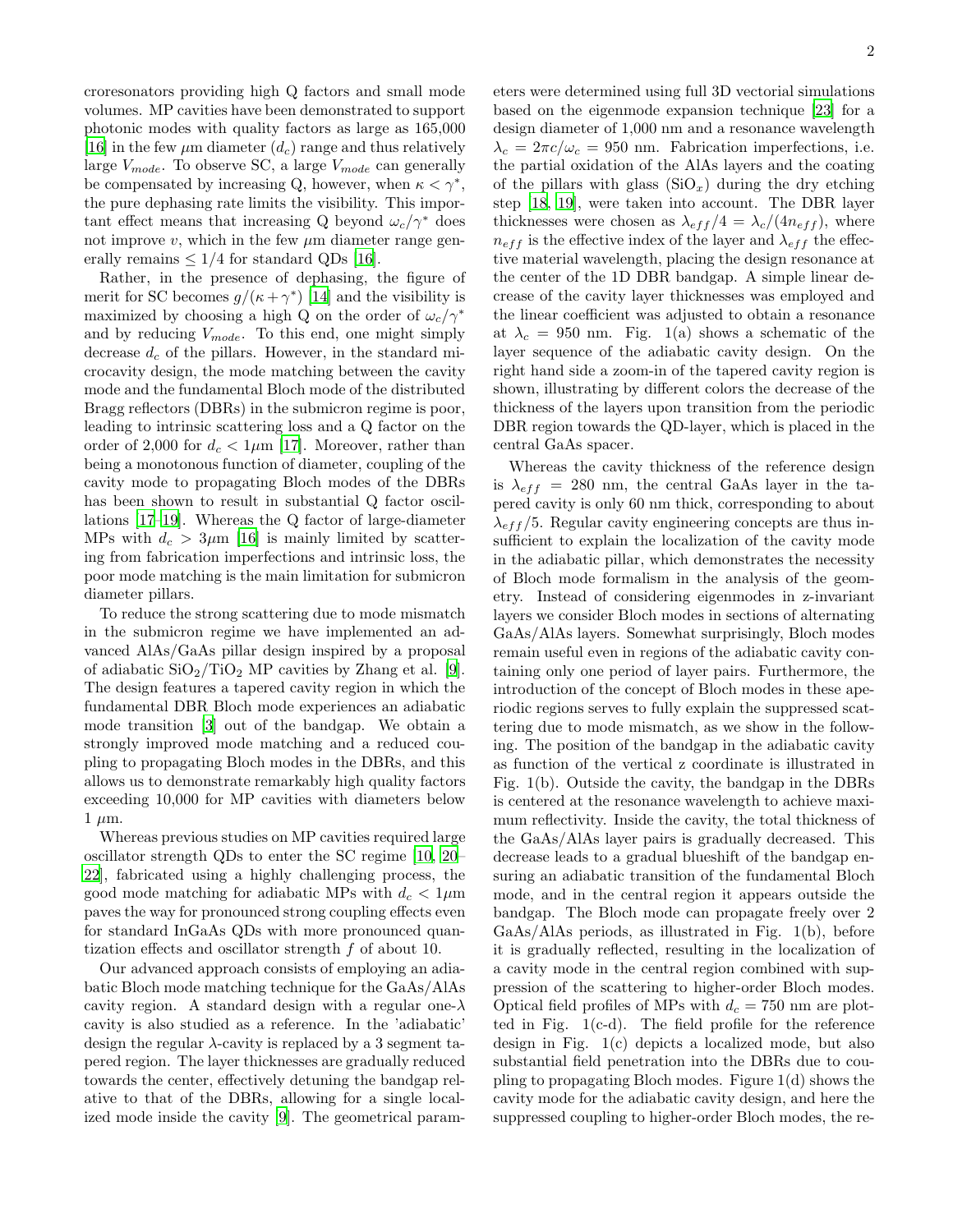croresonators providing high Q factors and small mode volumes. MP cavities have been demonstrated to support photonic modes with quality factors as large as 165,000 [16] in the few $\mu$m diameter ($d_c$) range and thus relatively large $V_{mode}$. To observe SC, a large $V_{mode}$ can generally be compensated by increasing Q, however, when $\kappa < \gamma^*$, the pure dephasing rate limits the visibility. This important effect means that increasing Q beyond $\omega_c/\gamma^*$ does not improve $v$, which in the few $\mu$m diameter range generally remains $\leq 1/4$ for standard QDs [16].

Rather, in the presence of dephasing, the figure of merit for SC becomes $g/(\kappa + \gamma^*)$ [14] and the visibility is maximized by choosing a high Q on the order of $\omega_c/\gamma^*$ and by reducing $V_{mode}$. To this end, one might simply decrease $d_c$ of the pillars. However, in the standard microcavity design, the mode matching between the cavity mode and the fundamental Bloch mode of the distributed Bragg reflectors (DBRs) in the submicron regime is poor, leading to intrinsic scattering loss and a Q factor on the order of 2,000 for $d_c < 1\mu$m [17]. Moreover, rather than being a monotonous function of diameter, coupling of the cavity mode to propagating Bloch modes of the DBRs has been shown to result in substantial Q factor oscillations [17–19]. Whereas the Q factor of large-diameter MPs with $d_c > 3\mu$m [16] is mainly limited by scattering from fabrication imperfections and intrinsic loss, the poor mode matching is the main limitation for submicron diameter pillars.

To reduce the strong scattering due to mode mismatch in the submicron regime we have implemented an advanced AlAs/GaAs pillar design inspired by a proposal of adiabatic $SiO_2/TiO_2$ MP cavities by Zhang et al. [9]. The design features a tapered cavity region in which the fundamental DBR Bloch mode experiences an adiabatic mode transition [3] out of the bandgap. We obtain a strongly improved mode matching and a reduced coupling to propagating Bloch modes in the DBRs, and this allows us to demonstrate remarkably high quality factors exceeding 10,000 for MP cavities with diameters below 1 $\mu$m.

Whereas previous studies on MP cavities required large oscillator strength QDs to enter the SC regime [10, 20–22], fabricated using a highly challenging process, the good mode matching for adiabatic MPs with $d_c < 1\mu$m paves the way for pronounced strong coupling effects even for standard InGaAs QDs with more pronounced quantization effects and oscillator strength $f$ of about 10.

Our advanced approach consists of employing an adiabatic Bloch mode matching technique for the GaAs/AlAs cavity region. A standard design with a regular one-$\lambda$ cavity is also studied as a reference. In the 'adiabatic' design the regular $\lambda$-cavity is replaced by a 3 segment tapered region. The layer thicknesses are gradually reduced towards the center, effectively detuning the bandgap relative to that of the DBRs, allowing for a single localized mode inside the cavity [9]. The geometrical parameters were determined using full 3D vectorial simulations based on the eigenmode expansion technique [23] for a design diameter of 1,000 nm and a resonance wavelength $\lambda_c = 2\pi c/\omega_c = 950$ nm. Fabrication imperfections, i.e. the partial oxidation of the AlAs layers and the coating of the pillars with glass ($SiO_x$) during the dry etching step [18, 19], were taken into account. The DBR layer thicknesses were chosen as $\lambda_{eff}/4 = \lambda_c/(4n_{eff})$, where $n_{eff}$ is the effective index of the layer and $\lambda_{eff}$ the effective material wavelength, placing the design resonance at the center of the 1D DBR bandgap. A simple linear decrease of the cavity layer thicknesses was employed and the linear coefficient was adjusted to obtain a resonance at $\lambda_c = 950$ nm. Fig. 1(a) shows a schematic of the layer sequence of the adiabatic cavity design. On the right hand side a zoom-in of the tapered cavity region is shown, illustrating by different colors the decrease of the thickness of the layers upon transition from the periodic DBR region towards the QD-layer, which is placed in the central GaAs spacer.

Whereas the cavity thickness of the reference design is $\lambda_{eff} = 280$ nm, the central GaAs layer in the tapered cavity is only 60 nm thick, corresponding to about $\lambda_{eff}/5$. Regular cavity engineering concepts are thus insufficient to explain the localization of the cavity mode in the adiabatic pillar, which demonstrates the necessity of Bloch mode formalism in the analysis of the geometry. Instead of considering eigenmodes in z-invariant layers we consider Bloch modes in sections of alternating GaAs/AlAs layers. Somewhat surprisingly, Bloch modes remain useful even in regions of the adiabatic cavity containing only one period of layer pairs. Furthermore, the introduction of the concept of Bloch modes in these aperiodic regions serves to fully explain the suppressed scattering due to mode mismatch, as we show in the following. The position of the bandgap in the adiabatic cavity as function of the vertical z coordinate is illustrated in Fig. 1(b). Outside the cavity, the bandgap in the DBRs is centered at the resonance wavelength to achieve maximum reflectivity. Inside the cavity, the total thickness of the GaAs/AlAs layer pairs is gradually decreased. This decrease leads to a gradual blueshift of the bandgap ensuring an adiabatic transition of the fundamental Bloch mode, and in the central region it appears outside the bandgap. The Bloch mode can propagate freely over 2 GaAs/AlAs periods, as illustrated in Fig. 1(b), before it is gradually reflected, resulting in the localization of a cavity mode in the central region combined with suppression of the scattering to higher-order Bloch modes. Optical field profiles of MPs with $d_c = 750$ nm are plotted in Fig. 1(c-d). The field profile for the reference design in Fig. 1(c) depicts a localized mode, but also substantial field penetration into the DBRs due to coupling to propagating Bloch modes. Figure 1(d) shows the cavity mode for the adiabatic cavity design, and here the suppressed coupling to higher-order Bloch modes, the re-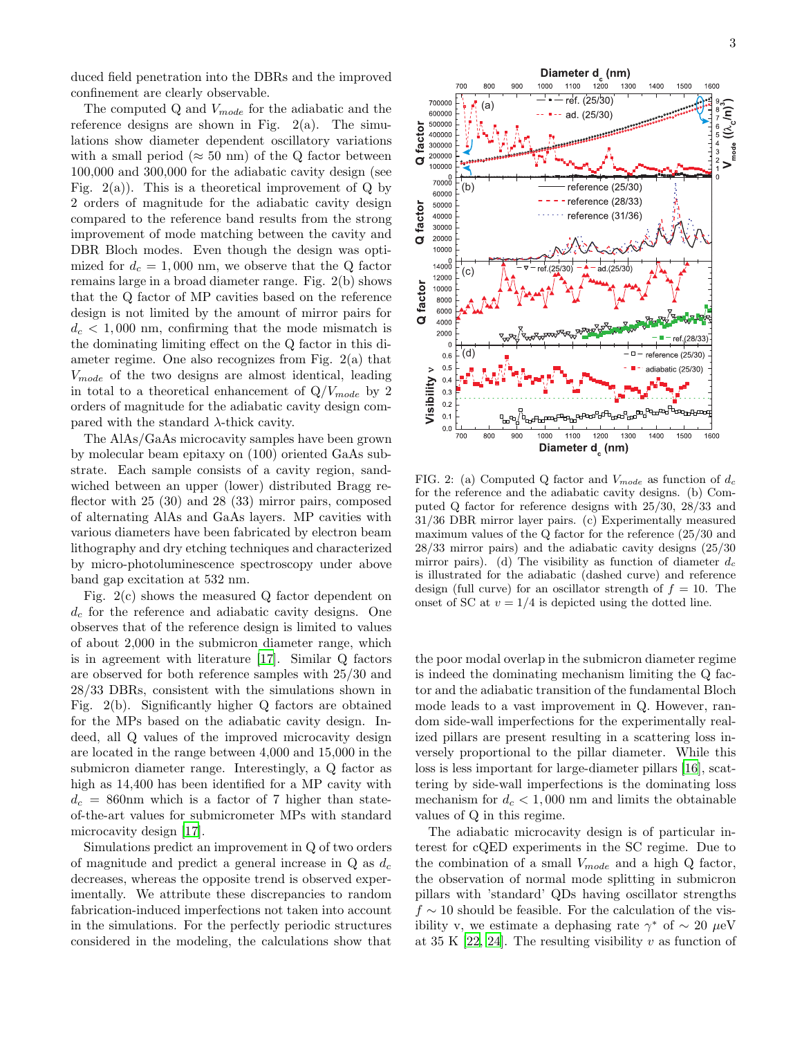duced field penetration into the DBRs and the improved confinement are clearly observable.

The computed Q and $V_{mode}$ for the adiabatic and the reference designs are shown in Fig. 2(a). The simulations show diameter dependent oscillatory variations with a small period ($\approx 50$ nm) of the Q factor between 100,000 and 300,000 for the adiabatic cavity design (see Fig. 2(a)). This is a theoretical improvement of Q by 2 orders of magnitude for the adiabatic cavity design compared to the reference band results from the strong improvement of mode matching between the cavity and DBR Bloch modes. Even though the design was optimized for $d_c = 1,000$ nm, we observe that the Q factor remains large in a broad diameter range. Fig. 2(b) shows that the Q factor of MP cavities based on the reference design is not limited by the amount of mirror pairs for $d_c < 1,000$ nm, confirming that the mode mismatch is the dominating limiting effect on the Q factor in this diameter regime. One also recognizes from Fig. 2(a) that $V_{mode}$ of the two designs are almost identical, leading in total to a theoretical enhancement of Q/$V_{mode}$ by 2 orders of magnitude for the adiabatic cavity design compared with the standard $\lambda$-thick cavity.

The AlAs/GaAs microcavity samples have been grown by molecular beam epitaxy on (100) oriented GaAs substrate. Each sample consists of a cavity region, sandwiched between an upper (lower) distributed Bragg reflector with 25 (30) and 28 (33) mirror pairs, composed of alternating AlAs and GaAs layers. MP cavities with various diameters have been fabricated by electron beam lithography and dry etching techniques and characterized by micro-photoluminescence spectroscopy under above band gap excitation at 532 nm.

Fig. 2(c) shows the measured Q factor dependent on $d_c$ for the reference and adiabatic cavity designs. One observes that of the reference design is limited to values of about 2,000 in the submicron diameter range, which is in agreement with literature [17]. Similar Q factors are observed for both reference samples with 25/30 and 28/33 DBRs, consistent with the simulations shown in Fig. 2(b). Significantly higher Q factors are obtained for the MPs based on the adiabatic cavity design. Indeed, all Q values of the improved microcavity design are located in the range between 4,000 and 15,000 in the submicron diameter range. Interestingly, a Q factor as high as 14,400 has been identified for a MP cavity with $d_c = 860$nm which is a factor of 7 higher than state-of-the-art values for submicrometer MPs with standard microcavity design [17].

Simulations predict an improvement in Q of two orders of magnitude and predict a general increase in Q as $d_c$ decreases, whereas the opposite trend is observed experimentally. We attribute these discrepancies to random fabrication-induced imperfections not taken into account in the simulations. For the perfectly periodic structures considered in the modeling, the calculations show that the poor modal overlap in the submicron diameter regime is indeed the dominating mechanism limiting the Q factor and the adiabatic transition of the fundamental Bloch mode leads to a vast improvement in Q. However, random side-wall imperfections for the experimentally realized pillars are present resulting in a scattering loss inversely proportional to the pillar diameter. While this loss is less important for large-diameter pillars [16], scattering by side-wall imperfections is the dominating loss mechanism for $d_c < 1,000$ nm and limits the obtainable values of Q in this regime.

FIG. 2: (a) Computed Q factor and $V_{mode}$ as function of $d_c$ for the reference and the adiabatic cavity designs. (b) Computed Q factor for reference designs with 25/30, 28/33 and 31/36 DBR mirror layer pairs. (c) Experimentally measured maximum values of the Q factor for the reference (25/30 and 28/33 mirror pairs) and the adiabatic cavity designs (25/30 mirror pairs). (d) The visibility as function of diameter $d_c$ is illustrated for the adiabatic (dashed curve) and reference design (full curve) for an oscillator strength of $f = 10$. The onset of SC at $v = 1/4$ is depicted using the dotted line.

The adiabatic microcavity design is of particular interest for cQED experiments in the SC regime. Due to the combination of a small $V_{mode}$ and a high Q factor, the observation of normal mode splitting in submicron pillars with 'standard' QDs having oscillator strengths $f \sim 10$ should be feasible. For the calculation of the visibility v, we estimate a dephasing rate $\gamma^*$ of $\sim 20$ $\mu$eV at 35 K [22, 24]. The resulting visibility $v$ as function of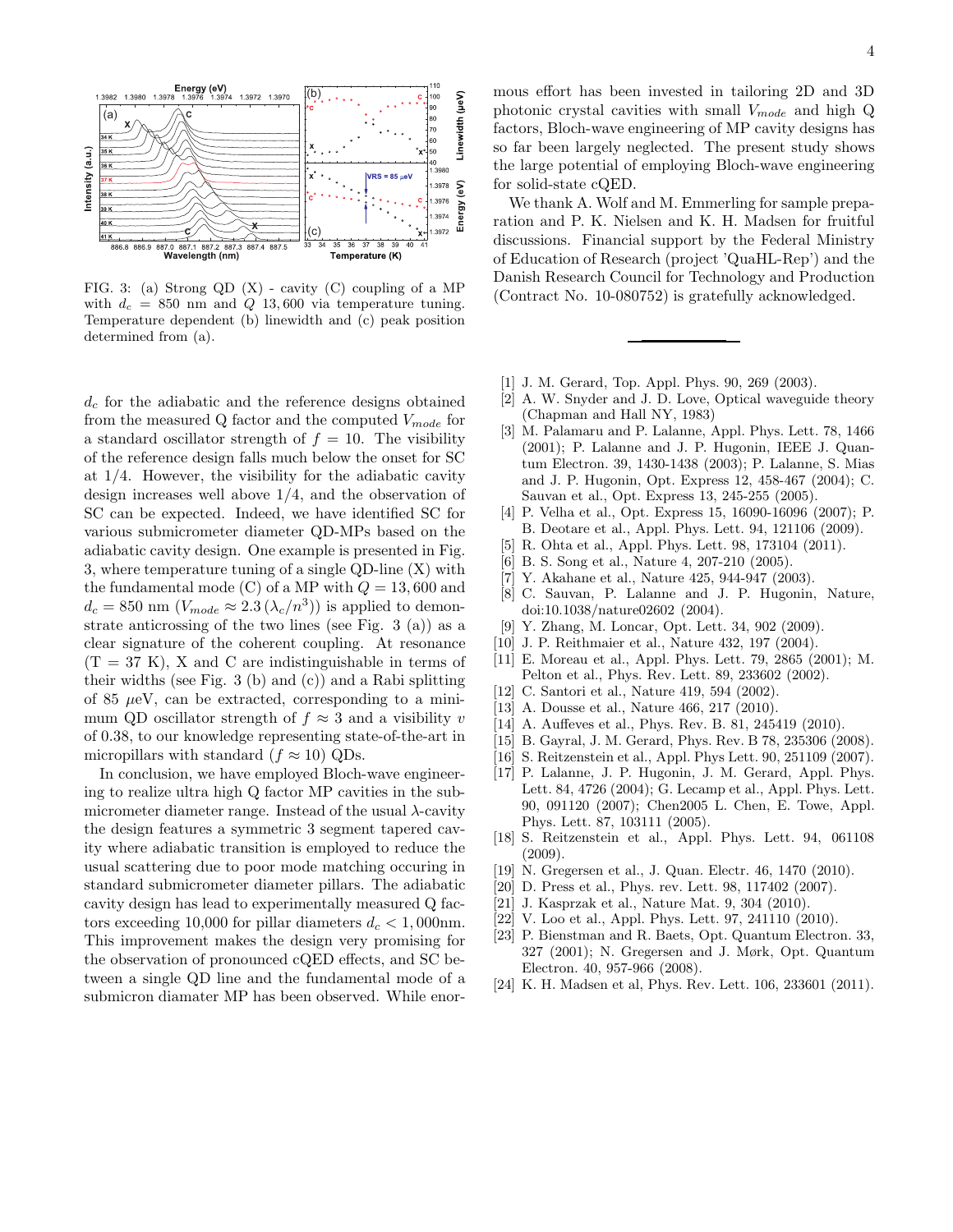Energy (eV)

1.3982 1.3980 1.3978 1.3976 1.3974 1.3972 1.3970

(a) X C

34 K 35 K 36 K 37 K 38 K 39 K 40 K 41 K

Intensity (a.u.)

C X

886.8 886.9 887.0 887.1 887.2 887.3 887.4 887.5

Wavelength (nm)

(b) C C X X

Linewidth (µeV)

110 100 90 80 70 60 50 40

VRS = 85 µeV

X C C X

Energy (eV)

1.3980 1.3978 1.3976 1.3974 1.3972

(c)

33 34 35 36 37 38 39 40 41

Temperature (K)

FIG. 3: (a) Strong QD (X) - cavity (C) coupling of a MP with $d_c$ = 850 nm and $Q$ 13,600 via temperature tuning. Temperature dependent (b) linewidth and (c) peak position determined from (a).

$d_c$ for the adiabatic and the reference designs obtained from the measured Q factor and the computed $V_{mode}$ for a standard oscillator strength of $f = 10$. The visibility of the reference design falls much below the onset for SC at 1/4. However, the visibility for the adiabatic cavity design increases well above 1/4, and the observation of SC can be expected. Indeed, we have identified SC for various submicrometer diameter QD-MPs based on the adiabatic cavity design. One example is presented in Fig. 3, where temperature tuning of a single QD-line (X) with the fundamental mode (C) of a MP with $Q = 13,600$ and $d_c = 850$ nm ($V_{mode} \approx 2.3\,(\lambda_c/n^3)$) is applied to demonstrate anticrossing of the two lines (see Fig. 3 (a)) as a clear signature of the coherent coupling. At resonance (T = 37 K), X and C are indistinguishable in terms of their widths (see Fig. 3 (b) and (c)) and a Rabi splitting of 85 $\mu$eV, can be extracted, corresponding to a minimum QD oscillator strength of $f \approx 3$ and a visibility $v$ of 0.38, to our knowledge representing state-of-the-art in micropillars with standard ($f \approx 10$) QDs.

In conclusion, we have employed Bloch-wave engineering to realize ultra high Q factor MP cavities in the submicrometer diameter range. Instead of the usual $\lambda$-cavity the design features a symmetric 3 segment tapered cavity where adiabatic transition is employed to reduce the usual scattering due to poor mode matching occuring in standard submicrometer diameter pillars. The adiabatic cavity design has lead to experimentally measured Q factors exceeding 10,000 for pillar diameters $d_c < 1,000$nm. This improvement makes the design very promising for the observation of pronounced cQED effects, and SC between a single QD line and the fundamental mode of a submicron diamater MP has been observed. While enormous effort has been invested in tailoring 2D and 3D photonic crystal cavities with small $V_{mode}$ and high Q factors, Bloch-wave engineering of MP cavity designs has so far been largely neglected. The present study shows the large potential of employing Bloch-wave engineering for solid-state cQED.

We thank A. Wolf and M. Emmerling for sample preparation and P. K. Nielsen and K. H. Madsen for fruitful discussions. Financial support by the Federal Ministry of Education of Research (project 'QuaHL-Rep') and the Danish Research Council for Technology and Production (Contract No. 10-080752) is gratefully acknowledged.

---

[1] J. M. Gerard, Top. Appl. Phys. 90, 269 (2003).

[2] A. W. Snyder and J. D. Love, Optical waveguide theory (Chapman and Hall NY, 1983)

[3] M. Palamaru and P. Lalanne, Appl. Phys. Lett. 78, 1466 (2001); P. Lalanne and J. P. Hugonin, IEEE J. Quantum Electron. 39, 1430-1438 (2003); P. Lalanne, S. Mias and J. P. Hugonin, Opt. Express 12, 458-467 (2004); C. Sauvan et al., Opt. Express 13, 245-255 (2005).

[4] P. Velha et al., Opt. Express 15, 16090-16096 (2007); P. B. Deotare et al., Appl. Phys. Lett. 94, 121106 (2009).

[5] R. Ohta et al., Appl. Phys. Lett. 98, 173104 (2011).

[6] B. S. Song et al., Nature 4, 207-210 (2005).

[7] Y. Akahane et al., Nature 425, 944-947 (2003).

[8] C. Sauvan, P. Lalanne and J. P. Hugonin, Nature, doi:10.1038/nature02602 (2004).

[9] Y. Zhang, M. Loncar, Opt. Lett. 34, 902 (2009).

[10] J. P. Reithmaier et al., Nature 432, 197 (2004).

[11] E. Moreau et al., Appl. Phys. Lett. 79, 2865 (2001); M. Pelton et al., Phys. Rev. Lett. 89, 233602 (2002).

[12] C. Santori et al., Nature 419, 594 (2002).

[13] A. Dousse et al., Nature 466, 217 (2010).

[14] A. Auffeves et al., Phys. Rev. B. 81, 245419 (2010).

[15] B. Gayral, J. M. Gerard, Phys. Rev. B 78, 235306 (2008).

[16] S. Reitzenstein et al., Appl. Phys Lett. 90, 251109 (2007).

[17] P. Lalanne, J. P. Hugonin, J. M. Gerard, Appl. Phys. Lett. 84, 4726 (2004); G. Lecamp et al., Appl. Phys. Lett. 90, 091120 (2007); Chen2005 L. Chen, E. Towe, Appl. Phys. Lett. 87, 103111 (2005).

[18] S. Reitzenstein et al., Appl. Phys. Lett. 94, 061108 (2009).

[19] N. Gregersen et al., J. Quan. Electr. 46, 1470 (2010).

[20] D. Press et al., Phys. rev. Lett. 98, 117402 (2007).

[21] J. Kasprzak et al., Nature Mat. 9, 304 (2010).

[22] V. Loo et al., Appl. Phys. Lett. 97, 241110 (2010).

[23] P. Bienstman and R. Baets, Opt. Quantum Electron. 33, 327 (2001); N. Gregersen and J. Mørk, Opt. Quantum Electron. 40, 957-966 (2008).

[24] K. H. Madsen et al, Phys. Rev. Lett. 106, 233601 (2011).